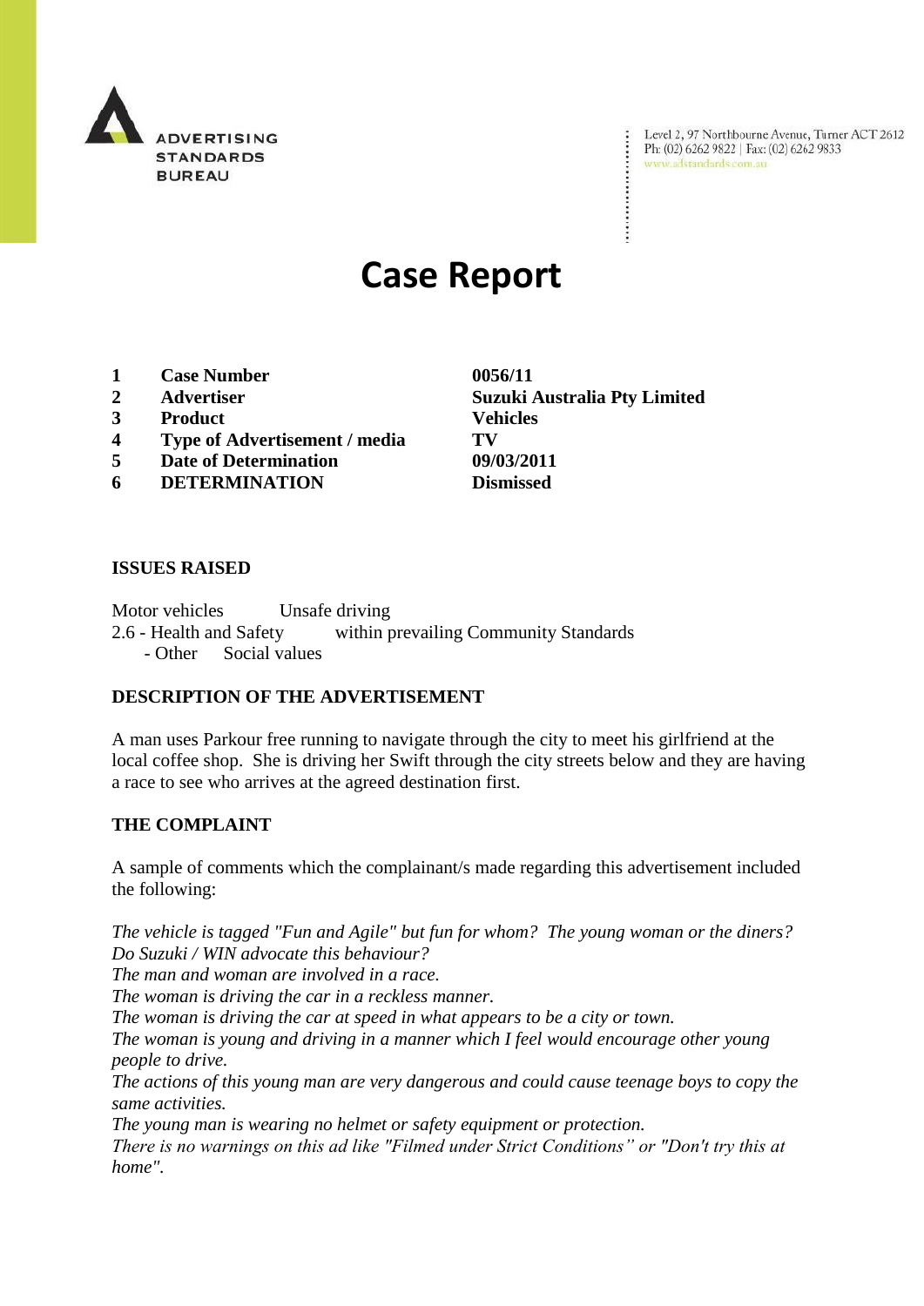ADVERTISING STANDARDS BUREAU

Level 2, 97 Northbourne Avenue, Turner ACT 2612
Ph: (02) 6262 9822 | Fax: (02) 6262 9833
www.adstandards.com.au

# Case Report

| | | |
|---|---|---|
| **1** | **Case Number** | **0056/11** |
| **2** | **Advertiser** | **Suzuki Australia Pty Limited** |
| **3** | **Product** | **Vehicles** |
| **4** | **Type of Advertisement / media** | **TV** |
| **5** | **Date of Determination** | **09/03/2011** |
| **6** | **DETERMINATION** | **Dismissed** |

## ISSUES RAISED

Motor vehicles Unsafe driving
2.6 - Health and Safety within prevailing Community Standards
- Other Social values

## DESCRIPTION OF THE ADVERTISEMENT

A man uses Parkour free running to navigate through the city to meet his girlfriend at the local coffee shop. She is driving her Swift through the city streets below and they are having a race to see who arrives at the agreed destination first.

## THE COMPLAINT

A sample of comments which the complainant/s made regarding this advertisement included the following:

*The vehicle is tagged "Fun and Agile" but fun for whom? The young woman or the diners? Do Suzuki / WIN advocate this behaviour?*
*The man and woman are involved in a race.*
*The woman is driving the car in a reckless manner.*
*The woman is driving the car at speed in what appears to be a city or town.*
*The woman is young and driving in a manner which I feel would encourage other young people to drive.*
*The actions of this young man are very dangerous and could cause teenage boys to copy the same activities.*
*The young man is wearing no helmet or safety equipment or protection.*
*There is no warnings on this ad like "Filmed under Strict Conditions" or "Don't try this at home".*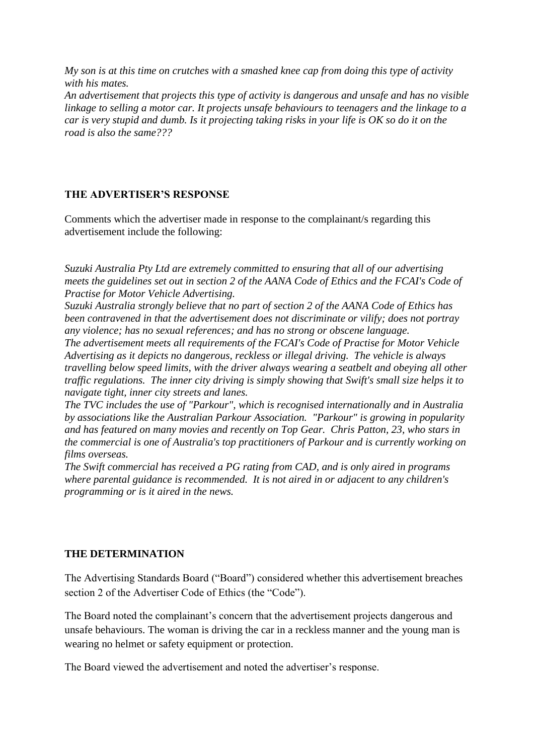*My son is at this time on crutches with a smashed knee cap from doing this type of activity with his mates.*
*An advertisement that projects this type of activity is dangerous and unsafe and has no visible linkage to selling a motor car. It projects unsafe behaviours to teenagers and the linkage to a car is very stupid and dumb. Is it projecting taking risks in your life is OK so do it on the road is also the same???*

**THE ADVERTISER'S RESPONSE**

Comments which the advertiser made in response to the complainant/s regarding this advertisement include the following:

*Suzuki Australia Pty Ltd are extremely committed to ensuring that all of our advertising meets the guidelines set out in section 2 of the AANA Code of Ethics and the FCAI's Code of Practise for Motor Vehicle Advertising.*
*Suzuki Australia strongly believe that no part of section 2 of the AANA Code of Ethics has been contravened in that the advertisement does not discriminate or vilify; does not portray any violence; has no sexual references; and has no strong or obscene language.*
*The advertisement meets all requirements of the FCAI's Code of Practise for Motor Vehicle Advertising as it depicts no dangerous, reckless or illegal driving. The vehicle is always travelling below speed limits, with the driver always wearing a seatbelt and obeying all other traffic regulations. The inner city driving is simply showing that Swift's small size helps it to navigate tight, inner city streets and lanes.*
*The TVC includes the use of "Parkour", which is recognised internationally and in Australia by associations like the Australian Parkour Association. "Parkour" is growing in popularity and has featured on many movies and recently on Top Gear. Chris Patton, 23, who stars in the commercial is one of Australia's top practitioners of Parkour and is currently working on films overseas.*
*The Swift commercial has received a PG rating from CAD, and is only aired in programs where parental guidance is recommended. It is not aired in or adjacent to any children's programming or is it aired in the news.*

**THE DETERMINATION**

The Advertising Standards Board ("Board") considered whether this advertisement breaches section 2 of the Advertiser Code of Ethics (the "Code").

The Board noted the complainant's concern that the advertisement projects dangerous and unsafe behaviours. The woman is driving the car in a reckless manner and the young man is wearing no helmet or safety equipment or protection.

The Board viewed the advertisement and noted the advertiser's response.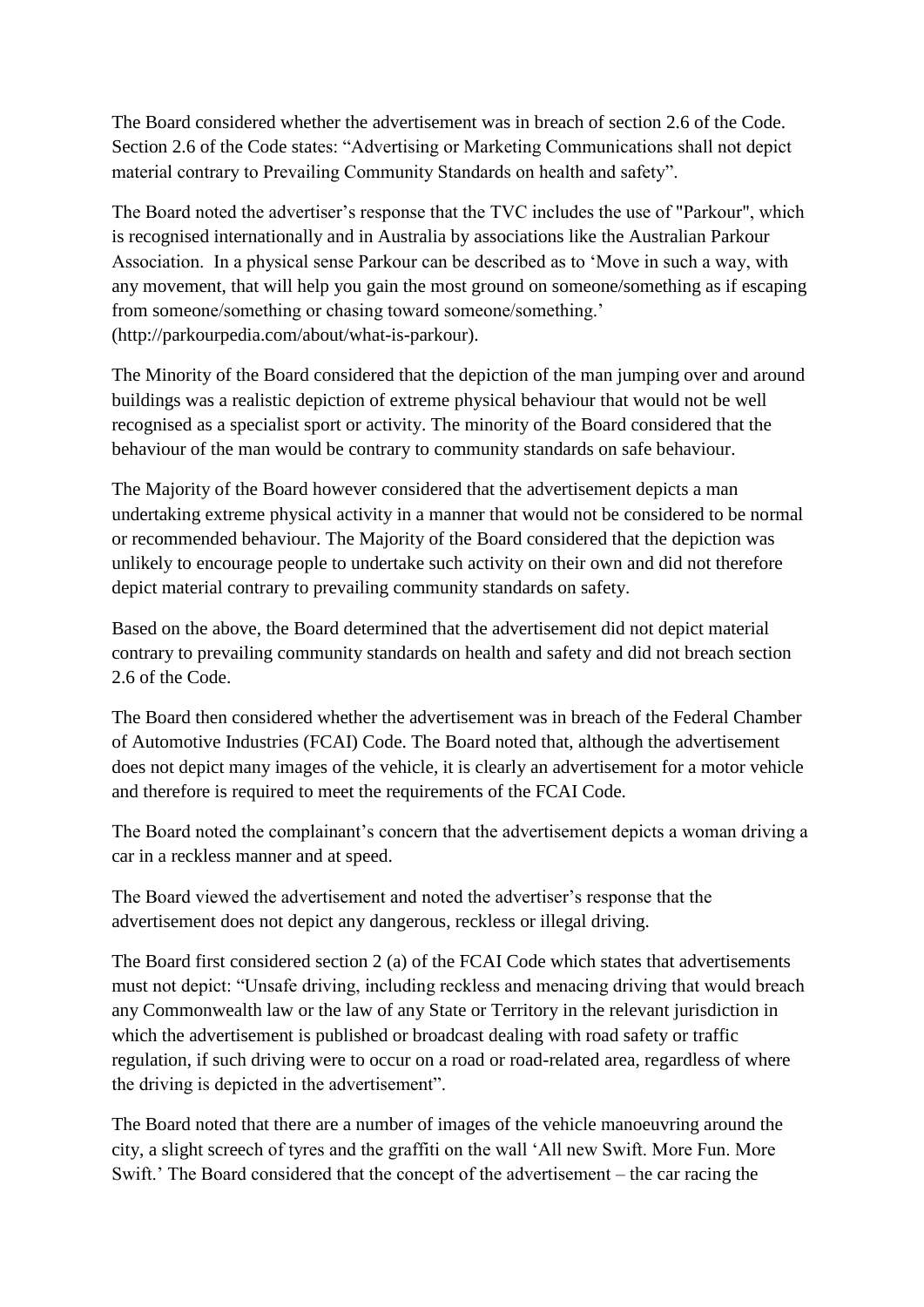The Board considered whether the advertisement was in breach of section 2.6 of the Code. Section 2.6 of the Code states: "Advertising or Marketing Communications shall not depict material contrary to Prevailing Community Standards on health and safety".

The Board noted the advertiser's response that the TVC includes the use of "Parkour", which is recognised internationally and in Australia by associations like the Australian Parkour Association. In a physical sense Parkour can be described as to 'Move in such a way, with any movement, that will help you gain the most ground on someone/something as if escaping from someone/something or chasing toward someone/something.' (http://parkourpedia.com/about/what-is-parkour).

The Minority of the Board considered that the depiction of the man jumping over and around buildings was a realistic depiction of extreme physical behaviour that would not be well recognised as a specialist sport or activity. The minority of the Board considered that the behaviour of the man would be contrary to community standards on safe behaviour.

The Majority of the Board however considered that the advertisement depicts a man undertaking extreme physical activity in a manner that would not be considered to be normal or recommended behaviour. The Majority of the Board considered that the depiction was unlikely to encourage people to undertake such activity on their own and did not therefore depict material contrary to prevailing community standards on safety.

Based on the above, the Board determined that the advertisement did not depict material contrary to prevailing community standards on health and safety and did not breach section 2.6 of the Code.

The Board then considered whether the advertisement was in breach of the Federal Chamber of Automotive Industries (FCAI) Code. The Board noted that, although the advertisement does not depict many images of the vehicle, it is clearly an advertisement for a motor vehicle and therefore is required to meet the requirements of the FCAI Code.

The Board noted the complainant's concern that the advertisement depicts a woman driving a car in a reckless manner and at speed.

The Board viewed the advertisement and noted the advertiser's response that the advertisement does not depict any dangerous, reckless or illegal driving.

The Board first considered section 2 (a) of the FCAI Code which states that advertisements must not depict: "Unsafe driving, including reckless and menacing driving that would breach any Commonwealth law or the law of any State or Territory in the relevant jurisdiction in which the advertisement is published or broadcast dealing with road safety or traffic regulation, if such driving were to occur on a road or road-related area, regardless of where the driving is depicted in the advertisement".

The Board noted that there are a number of images of the vehicle manoeuvring around the city, a slight screech of tyres and the graffiti on the wall 'All new Swift. More Fun. More Swift.' The Board considered that the concept of the advertisement – the car racing the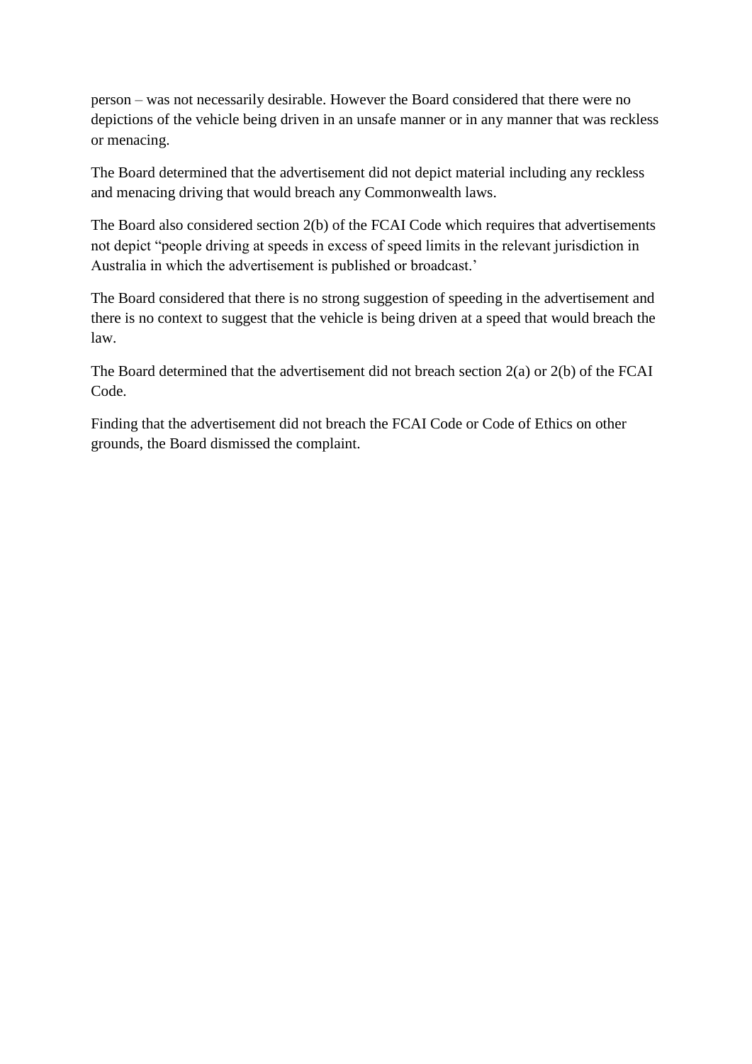person – was not necessarily desirable. However the Board considered that there were no depictions of the vehicle being driven in an unsafe manner or in any manner that was reckless or menacing.

The Board determined that the advertisement did not depict material including any reckless and menacing driving that would breach any Commonwealth laws.

The Board also considered section 2(b) of the FCAI Code which requires that advertisements not depict "people driving at speeds in excess of speed limits in the relevant jurisdiction in Australia in which the advertisement is published or broadcast.'

The Board considered that there is no strong suggestion of speeding in the advertisement and there is no context to suggest that the vehicle is being driven at a speed that would breach the law.

The Board determined that the advertisement did not breach section 2(a) or 2(b) of the FCAI Code.

Finding that the advertisement did not breach the FCAI Code or Code of Ethics on other grounds, the Board dismissed the complaint.